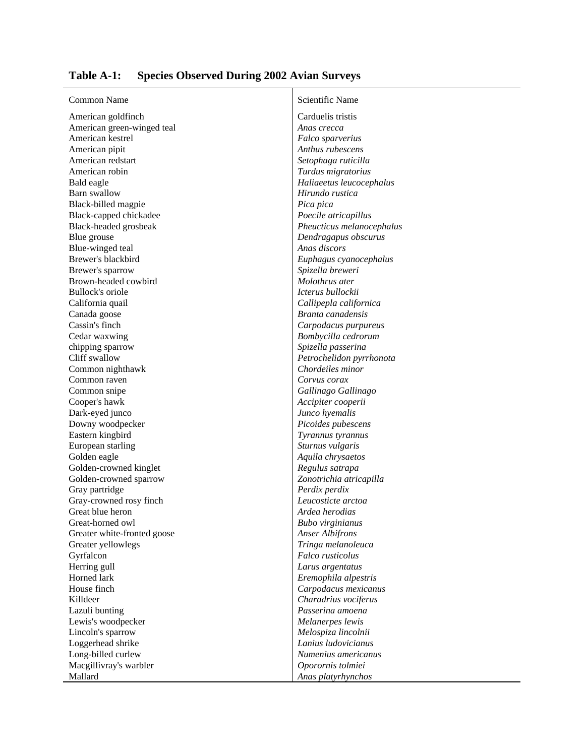**Table A-1: Species Observed During 2002 Avian Surveys**

| Common Name | Scientific Name |
|---|---|
| American goldfinch | Carduelis tristis |
| American green-winged teal | *Anas crecca* |
| American kestrel | *Falco sparverius* |
| American pipit | *Anthus rubescens* |
| American redstart | *Setophaga ruticilla* |
| American robin | *Turdus migratorius* |
| Bald eagle | *Haliaeetus leucocephalus* |
| Barn swallow | *Hirundo rustica* |
| Black-billed magpie | *Pica pica* |
| Black-capped chickadee | *Poecile atricapillus* |
| Black-headed grosbeak | *Pheucticus melanocephalus* |
| Blue grouse | *Dendragapus obscurus* |
| Blue-winged teal | *Anas discors* |
| Brewer's blackbird | *Euphagus cyanocephalus* |
| Brewer's sparrow | *Spizella breweri* |
| Brown-headed cowbird | *Molothrus ater* |
| Bullock's oriole | *Icterus bullockii* |
| California quail | *Callipepla californica* |
| Canada goose | *Branta canadensis* |
| Cassin's finch | *Carpodacus purpureus* |
| Cedar waxwing | *Bombycilla cedrorum* |
| chipping sparrow | *Spizella passerina* |
| Cliff swallow | *Petrochelidon pyrrhonota* |
| Common nighthawk | *Chordeiles minor* |
| Common raven | *Corvus corax* |
| Common snipe | *Gallinago Gallinago* |
| Cooper's hawk | *Accipiter cooperii* |
| Dark-eyed junco | *Junco hyemalis* |
| Downy woodpecker | *Picoides pubescens* |
| Eastern kingbird | *Tyrannus tyrannus* |
| European starling | *Sturnus vulgaris* |
| Golden eagle | *Aquila chrysaetos* |
| Golden-crowned kinglet | *Regulus satrapa* |
| Golden-crowned sparrow | *Zonotrichia atricapilla* |
| Gray partridge | *Perdix perdix* |
| Gray-crowned rosy finch | *Leucosticte arctoa* |
| Great blue heron | *Ardea herodias* |
| Great-horned owl | *Bubo virginianus* |
| Greater white-fronted goose | *Anser Albifrons* |
| Greater yellowlegs | *Tringa melanoleuca* |
| Gyrfalcon | *Falco rusticolus* |
| Herring gull | *Larus argentatus* |
| Horned lark | *Eremophila alpestris* |
| House finch | *Carpodacus mexicanus* |
| Killdeer | *Charadrius vociferus* |
| Lazuli bunting | *Passerina amoena* |
| Lewis's woodpecker | *Melanerpes lewis* |
| Lincoln's sparrow | *Melospiza lincolnii* |
| Loggerhead shrike | *Lanius ludovicianus* |
| Long-billed curlew | *Numenius americanus* |
| Macgillivray's warbler | *Oporornis tolmiei* |
| Mallard | *Anas platyrhynchos* |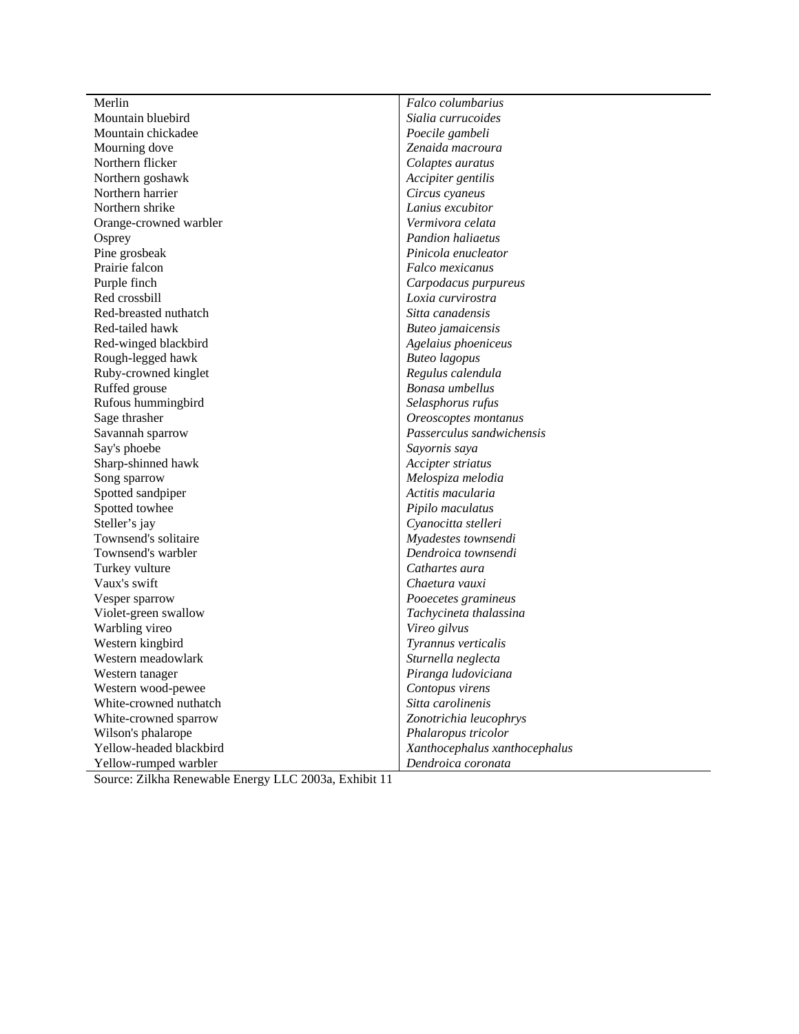| | |
|---|---|
| Merlin | *Falco columbarius* |
| Mountain bluebird | *Sialia currucoides* |
| Mountain chickadee | *Poecile gambeli* |
| Mourning dove | *Zenaida macroura* |
| Northern flicker | *Colaptes auratus* |
| Northern goshawk | *Accipiter gentilis* |
| Northern harrier | *Circus cyaneus* |
| Northern shrike | *Lanius excubitor* |
| Orange-crowned warbler | *Vermivora celata* |
| Osprey | *Pandion haliaetus* |
| Pine grosbeak | *Pinicola enucleator* |
| Prairie falcon | *Falco mexicanus* |
| Purple finch | *Carpodacus purpureus* |
| Red crossbill | *Loxia curvirostra* |
| Red-breasted nuthatch | *Sitta canadensis* |
| Red-tailed hawk | *Buteo jamaicensis* |
| Red-winged blackbird | *Agelaius phoeniceus* |
| Rough-legged hawk | *Buteo lagopus* |
| Ruby-crowned kinglet | *Regulus calendula* |
| Ruffed grouse | *Bonasa umbellus* |
| Rufous hummingbird | *Selasphorus rufus* |
| Sage thrasher | *Oreoscoptes montanus* |
| Savannah sparrow | *Passerculus sandwichensis* |
| Say's phoebe | *Sayornis saya* |
| Sharp-shinned hawk | *Accipter striatus* |
| Song sparrow | *Melospiza melodia* |
| Spotted sandpiper | *Actitis macularia* |
| Spotted towhee | *Pipilo maculatus* |
| Steller's jay | *Cyanocitta stelleri* |
| Townsend's solitaire | *Myadestes townsendi* |
| Townsend's warbler | *Dendroica townsendi* |
| Turkey vulture | *Cathartes aura* |
| Vaux's swift | *Chaetura vauxi* |
| Vesper sparrow | *Pooecetes gramineus* |
| Violet-green swallow | *Tachycineta thalassina* |
| Warbling vireo | *Vireo gilvus* |
| Western kingbird | *Tyrannus verticalis* |
| Western meadowlark | *Sturnella neglecta* |
| Western tanager | *Piranga ludoviciana* |
| Western wood-pewee | *Contopus virens* |
| White-crowned nuthatch | *Sitta carolinenis* |
| White-crowned sparrow | *Zonotrichia leucophrys* |
| Wilson's phalarope | *Phalaropus tricolor* |
| Yellow-headed blackbird | *Xanthocephalus xanthocephalus* |
| Yellow-rumped warbler | *Dendroica coronata* |

Source: Zilkha Renewable Energy LLC 2003a, Exhibit 11